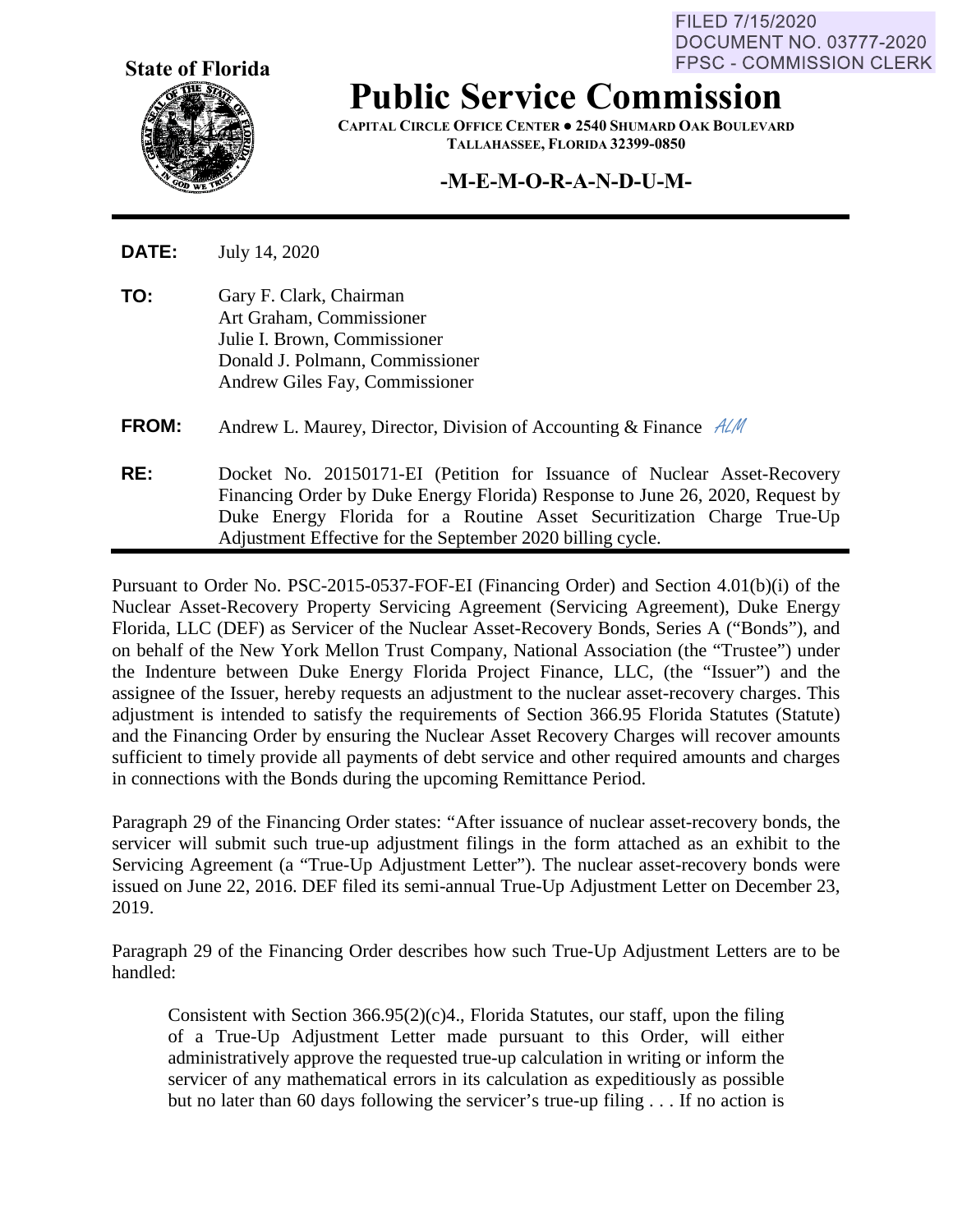FILED 7/15/2020
DOCUMENT NO. 03777-2020
FPSC - COMMISSION CLERK

**State of Florida**

# Public Service Commission

**CAPITAL CIRCLE OFFICE CENTER ● 2540 SHUMARD OAK BOULEVARD**
**TALLAHASSEE, FLORIDA 32399-0850**

## -M-E-M-O-R-A-N-D-U-M-

**DATE:** July 14, 2020

**TO:** Gary F. Clark, Chairman
Art Graham, Commissioner
Julie I. Brown, Commissioner
Donald J. Polmann, Commissioner
Andrew Giles Fay, Commissioner

**FROM:** Andrew L. Maurey, Director, Division of Accounting & Finance *ALM*

**RE:** Docket No. 20150171-EI (Petition for Issuance of Nuclear Asset-Recovery Financing Order by Duke Energy Florida) Response to June 26, 2020, Request by Duke Energy Florida for a Routine Asset Securitization Charge True-Up Adjustment Effective for the September 2020 billing cycle.

---

Pursuant to Order No. PSC-2015-0537-FOF-EI (Financing Order) and Section 4.01(b)(i) of the Nuclear Asset-Recovery Property Servicing Agreement (Servicing Agreement), Duke Energy Florida, LLC (DEF) as Servicer of the Nuclear Asset-Recovery Bonds, Series A ("Bonds"), and on behalf of the New York Mellon Trust Company, National Association (the "Trustee") under the Indenture between Duke Energy Florida Project Finance, LLC, (the "Issuer") and the assignee of the Issuer, hereby requests an adjustment to the nuclear asset-recovery charges. This adjustment is intended to satisfy the requirements of Section 366.95 Florida Statutes (Statute) and the Financing Order by ensuring the Nuclear Asset Recovery Charges will recover amounts sufficient to timely provide all payments of debt service and other required amounts and charges in connections with the Bonds during the upcoming Remittance Period.

Paragraph 29 of the Financing Order states: "After issuance of nuclear asset-recovery bonds, the servicer will submit such true-up adjustment filings in the form attached as an exhibit to the Servicing Agreement (a "True-Up Adjustment Letter"). The nuclear asset-recovery bonds were issued on June 22, 2016. DEF filed its semi-annual True-Up Adjustment Letter on December 23, 2019.

Paragraph 29 of the Financing Order describes how such True-Up Adjustment Letters are to be handled:

> Consistent with Section 366.95(2)(c)4., Florida Statutes, our staff, upon the filing of a True-Up Adjustment Letter made pursuant to this Order, will either administratively approve the requested true-up calculation in writing or inform the servicer of any mathematical errors in its calculation as expeditiously as possible but no later than 60 days following the servicer's true-up filing . . . If no action is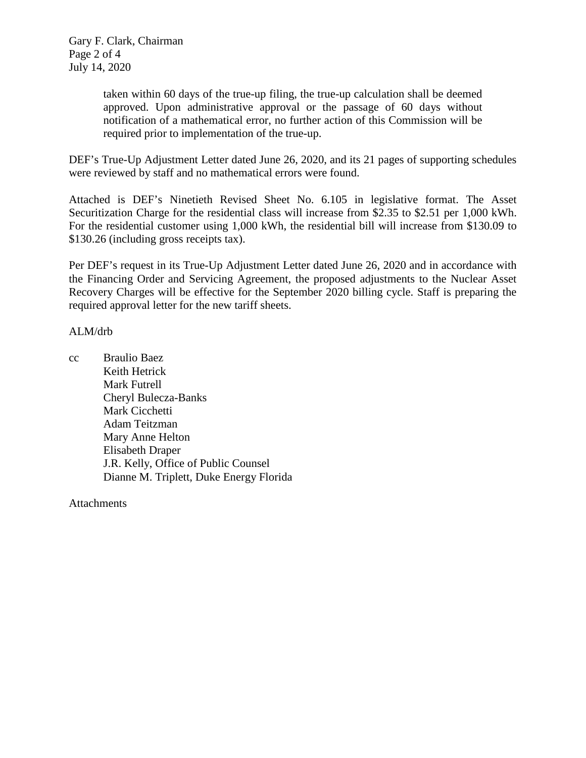taken within 60 days of the true-up filing, the true-up calculation shall be deemed approved. Upon administrative approval or the passage of 60 days without notification of a mathematical error, no further action of this Commission will be required prior to implementation of the true-up.

DEF's True-Up Adjustment Letter dated June 26, 2020, and its 21 pages of supporting schedules were reviewed by staff and no mathematical errors were found.

Attached is DEF's Ninetieth Revised Sheet No. 6.105 in legislative format. The Asset Securitization Charge for the residential class will increase from $2.35 to $2.51 per 1,000 kWh. For the residential customer using 1,000 kWh, the residential bill will increase from $130.09 to $130.26 (including gross receipts tax).

Per DEF's request in its True-Up Adjustment Letter dated June 26, 2020 and in accordance with the Financing Order and Servicing Agreement, the proposed adjustments to the Nuclear Asset Recovery Charges will be effective for the September 2020 billing cycle. Staff is preparing the required approval letter for the new tariff sheets.

ALM/drb

cc Braulio Baez
Keith Hetrick
Mark Futrell
Cheryl Bulecza-Banks
Mark Cicchetti
Adam Teitzman
Mary Anne Helton
Elisabeth Draper
J.R. Kelly, Office of Public Counsel
Dianne M. Triplett, Duke Energy Florida

Attachments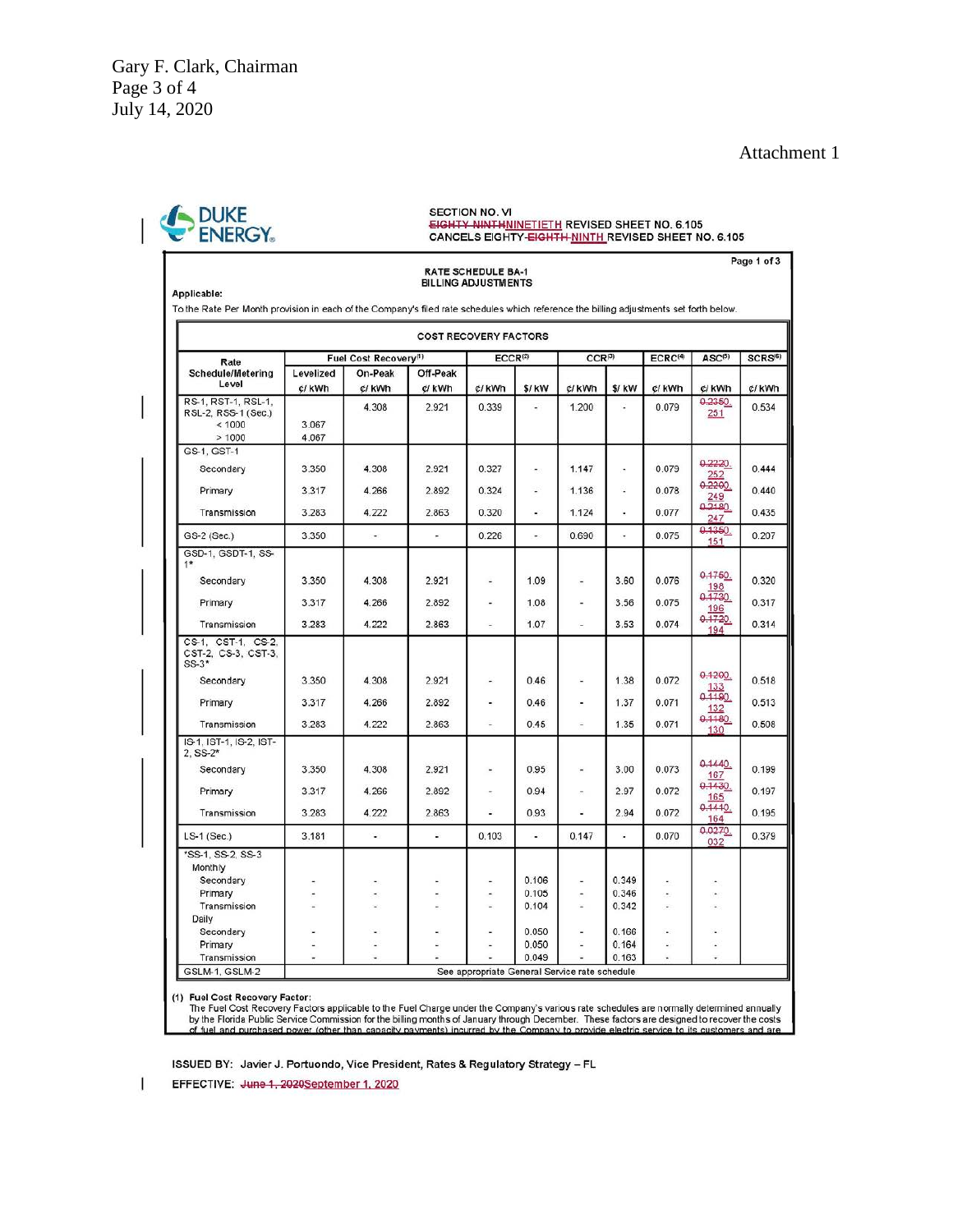Gary F. Clark, Chairman
Page 3 of 4
July 14, 2020

Attachment 1

DUKE ENERGY.

SECTION NO. VI
~~EIGHTY-NINTH~~NINETIETH REVISED SHEET NO. 6.105
CANCELS EIGHTY-~~EIGHTH~~ NINTH REVISED SHEET NO. 6.105

Page 1 of 3

**RATE SCHEDULE BA-1**
**BILLING ADJUSTMENTS**

**Applicable:**

To the Rate Per Month provision in each of the Company's filed rate schedules which reference the billing adjustments set forth below.

**COST RECOVERY FACTORS**

| Rate Schedule/Metering Level | Fuel Cost Recovery[1] | | | ECCR[2] | | CCR[3] | | ECRC[4] | ASC[5] | SCRS[6] |
|---|---|---|---|---|---|---|---|---|---|---|
| | Levelized ¢/ kWh | On-Peak ¢/ kWh | Off-Peak ¢/ kWh | ¢/ kWh | $/ kW | ¢/ kWh | $/ kW | ¢/ kWh | ¢/ kWh | ¢/ kWh |
| RS-1, RST-1, RSL-1, RSL-2, RSS-1 (Sec.) | | 4.308 | 2.921 | 0.339 | - | 1.200 | - | 0.079 | ~~0.2350~~ 251 | 0.534 |
| < 1000 | 3.067 | | | | | | | | | |
| > 1000 | 4.067 | | | | | | | | | |
| GS-1, GST-1 | | | | | | | | | | |
| Secondary | 3.350 | 4.308 | 2.921 | 0.327 | - | 1.147 | - | 0.079 | ~~0.2220~~ 252 | 0.444 |
| Primary | 3.317 | 4.266 | 2.892 | 0.324 | - | 1.136 | - | 0.078 | ~~0.2200~~ 249 | 0.440 |
| Transmission | 3.283 | 4.222 | 2.863 | 0.320 | - | 1.124 | - | 0.077 | ~~0.2180~~ 247 | 0.435 |
| GS-2 (Sec.) | 3.350 | - | - | 0.226 | - | 0.690 | - | 0.075 | ~~0.1350~~ 151 | 0.207 |
| GSD-1, GSDT-1, SS-1* | | | | | | | | | | |
| Secondary | 3.350 | 4.308 | 2.921 | - | 1.09 | - | 3.60 | 0.076 | ~~0.1750~~ 198 | 0.320 |
| Primary | 3.317 | 4.266 | 2.892 | - | 1.08 | - | 3.56 | 0.075 | ~~0.1730~~ 196 | 0.317 |
| Transmission | 3.283 | 4.222 | 2.863 | - | 1.07 | - | 3.53 | 0.074 | ~~0.1720~~ 194 | 0.314 |
| CS-1, CST-1, CS-2, CST-2, CS-3, CST-3, SS-3* | | | | | | | | | | |
| Secondary | 3.350 | 4.308 | 2.921 | - | 0.46 | - | 1.38 | 0.072 | ~~0.1200~~ 133 | 0.518 |
| Primary | 3.317 | 4.266 | 2.892 | - | 0.46 | - | 1.37 | 0.071 | ~~0.1190~~ 132 | 0.513 |
| Transmission | 3.283 | 4.222 | 2.863 | - | 0.45 | - | 1.35 | 0.071 | ~~0.1180~~ 130 | 0.508 |
| IS-1, IST-1, IS-2, IST-2, SS-2* | | | | | | | | | | |
| Secondary | 3.350 | 4.308 | 2.921 | - | 0.95 | - | 3.00 | 0.073 | ~~0.1440~~ 167 | 0.199 |
| Primary | 3.317 | 4.266 | 2.892 | - | 0.94 | - | 2.97 | 0.072 | ~~0.1430~~ 165 | 0.197 |
| Transmission | 3.283 | 4.222 | 2.863 | - | 0.93 | - | 2.94 | 0.072 | ~~0.1410~~ 164 | 0.195 |
| LS-1 (Sec.) | 3.181 | - | - | 0.103 | - | 0.147 | - | 0.070 | ~~0.0270~~ 032 | 0.379 |
| *SS-1, SS-2, SS-3 | | | | | | | | | | |
| Monthly | | | | | | | | | | |
| Secondary | - | - | - | - | 0.106 | - | 0.349 | - | - | |
| Primary | - | - | - | - | 0.105 | - | 0.346 | - | - | |
| Transmission | - | - | - | - | 0.104 | - | 0.342 | - | - | |
| Daily | | | | | | | | | | |
| Secondary | - | - | - | - | 0.050 | - | 0.166 | - | - | |
| Primary | - | - | - | - | 0.050 | - | 0.164 | - | - | |
| Transmission | - | - | - | - | 0.049 | - | 0.163 | - | - | |
| GSLM-1, GSLM-2 | See appropriate General Service rate schedule | | | | | | | | | |

(1) **Fuel Cost Recovery Factor:**
The Fuel Cost Recovery Factors applicable to the Fuel Charge under the Company's various rate schedules are normally determined annually by the Florida Public Service Commission for the billing months of January through December. These factors are designed to recover the costs of fuel and purchased power (other than capacity payments) incurred by the Company to provide electric service to its customers and are

ISSUED BY: Javier J. Portuondo, Vice President, Rates & Regulatory Strategy – FL

EFFECTIVE: ~~June 1, 2020~~September 1, 2020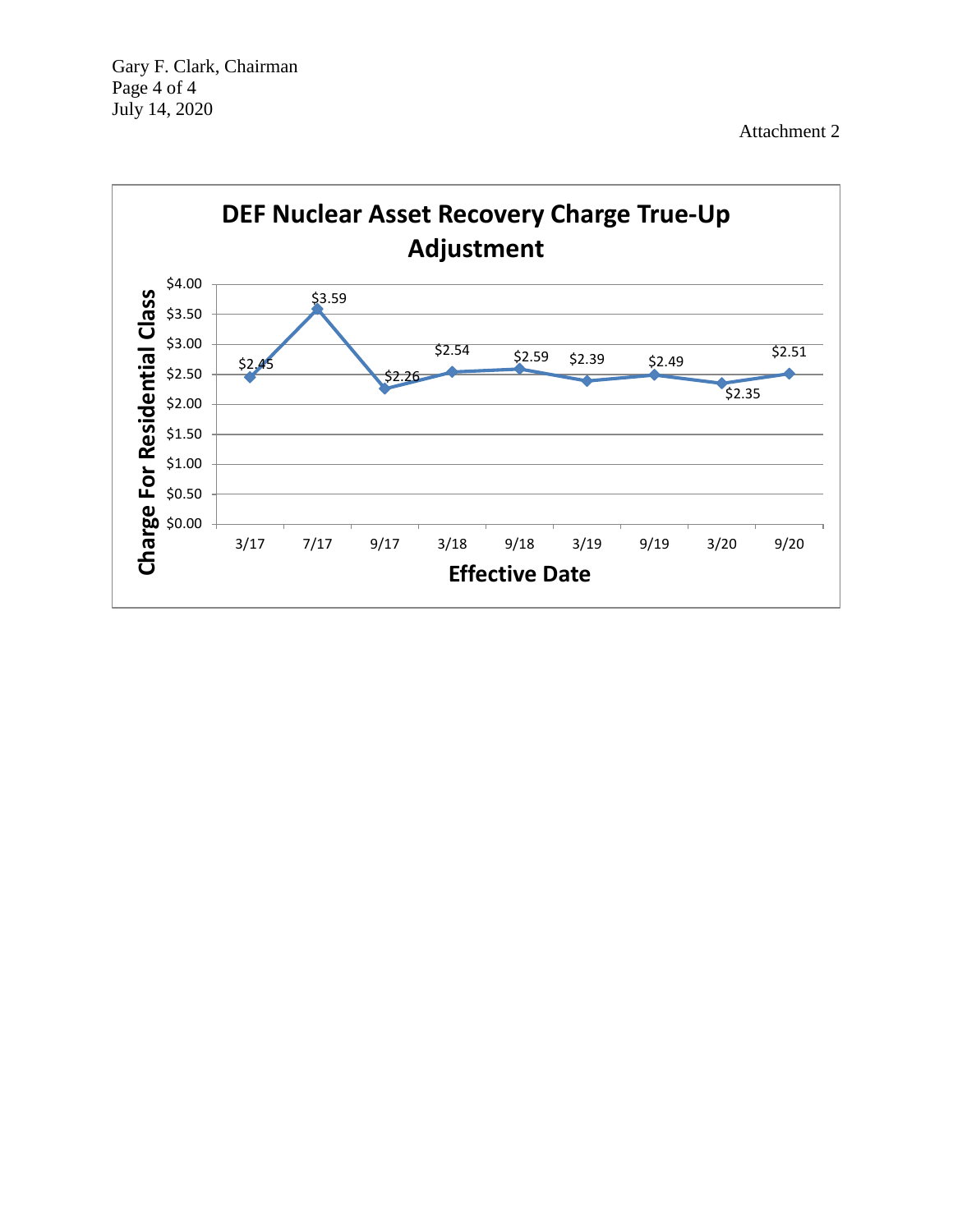Attachment 2

**DEF Nuclear Asset Recovery Charge True-Up Adjustment**

Charge For Residential Class

$4.00
$3.50
$3.00
$2.50
$2.00
$1.50
$1.00
$0.50
$0.00

$2.45
$3.59
$2.26
$2.54
$2.59
$2.39
$2.49
$2.35
$2.51

3/17 7/17 9/17 3/18 9/18 3/19 9/19 3/20 9/20

Effective Date